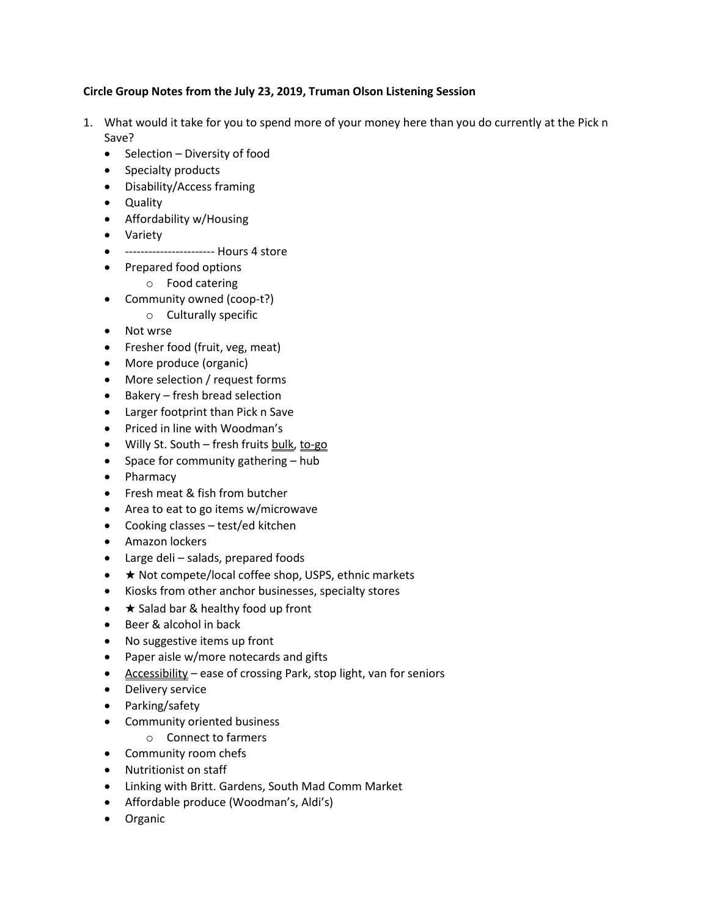**Circle Group Notes from the July 23, 2019, Truman Olson Listening Session**

1. What would it take for you to spend more of your money here than you do currently at the Pick n Save?
   - Selection – Diversity of food
   - Specialty products
   - Disability/Access framing
   - Quality
   - Affordability w/Housing
   - Variety
   - ---------------------- Hours 4 store
   - Prepared food options
     - Food catering
   - Community owned (coop-t?)
     - Culturally specific
   - Not wrse
   - Fresher food (fruit, veg, meat)
   - More produce (organic)
   - More selection / request forms
   - Bakery – fresh bread selection
   - Larger footprint than Pick n Save
   - Priced in line with Woodman's
   - Willy St. South – fresh fruits <u>bulk</u>, <u>to-go</u>
   - Space for community gathering – hub
   - Pharmacy
   - Fresh meat & fish from butcher
   - Area to eat to go items w/microwave
   - Cooking classes – test/ed kitchen
   - Amazon lockers
   - Large deli – salads, prepared foods
   - ★ Not compete/local coffee shop, USPS, ethnic markets
   - Kiosks from other anchor businesses, specialty stores
   - ★ Salad bar & healthy food up front
   - Beer & alcohol in back
   - No suggestive items up front
   - Paper aisle w/more notecards and gifts
   - <u>Accessibility</u> – ease of crossing Park, stop light, van for seniors
   - Delivery service
   - Parking/safety
   - Community oriented business
     - Connect to farmers
   - Community room chefs
   - Nutritionist on staff
   - Linking with Britt. Gardens, South Mad Comm Market
   - Affordable produce (Woodman's, Aldi's)
   - Organic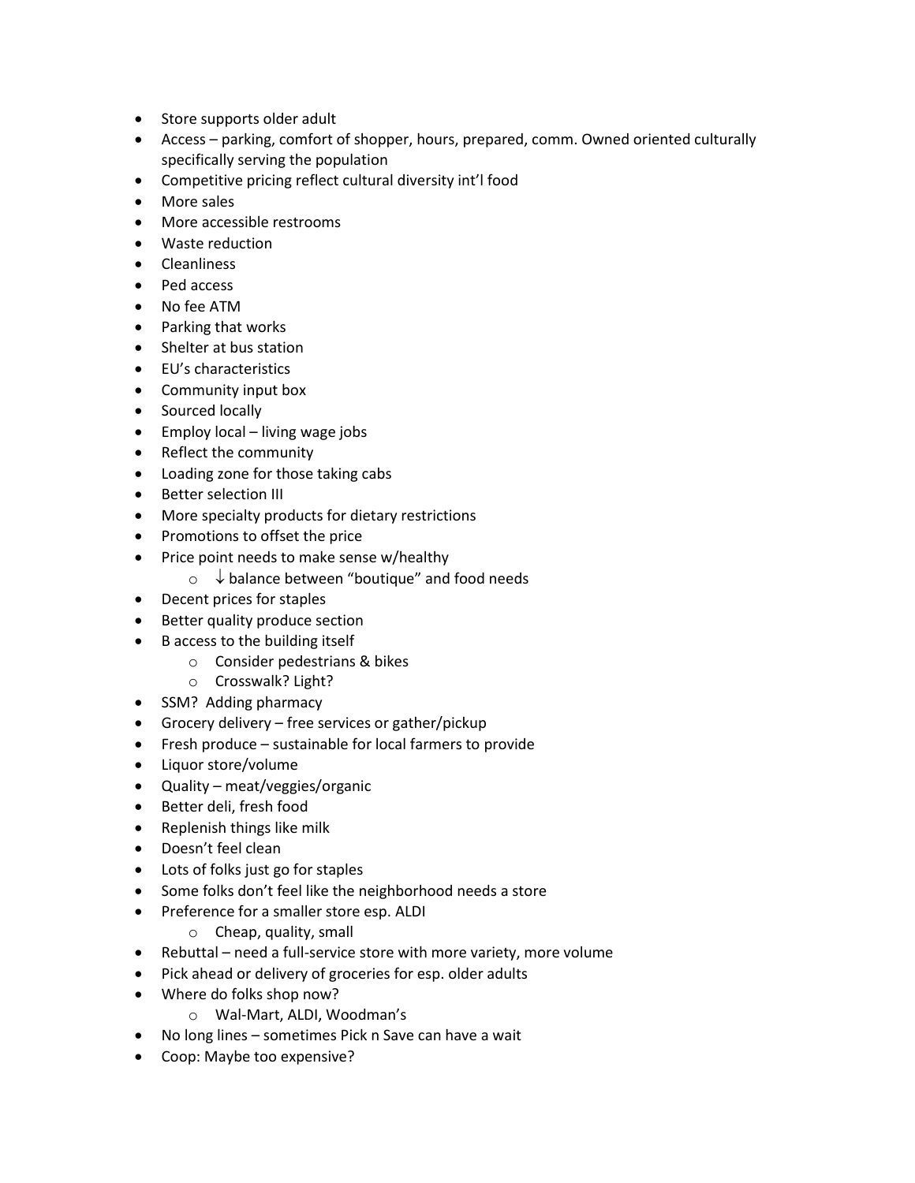- Store supports older adult
- Access – parking, comfort of shopper, hours, prepared, comm. Owned oriented culturally specifically serving the population
- Competitive pricing reflect cultural diversity int'l food
- More sales
- More accessible restrooms
- Waste reduction
- Cleanliness
- Ped access
- No fee ATM
- Parking that works
- Shelter at bus station
- EU's characteristics
- Community input box
- Sourced locally
- Employ local – living wage jobs
- Reflect the community
- Loading zone for those taking cabs
- Better selection III
- More specialty products for dietary restrictions
- Promotions to offset the price
- Price point needs to make sense w/healthy
  - ↓ balance between "boutique" and food needs
- Decent prices for staples
- Better quality produce section
- B access to the building itself
  - Consider pedestrians & bikes
  - Crosswalk? Light?
- SSM? Adding pharmacy
- Grocery delivery – free services or gather/pickup
- Fresh produce – sustainable for local farmers to provide
- Liquor store/volume
- Quality – meat/veggies/organic
- Better deli, fresh food
- Replenish things like milk
- Doesn't feel clean
- Lots of folks just go for staples
- Some folks don't feel like the neighborhood needs a store
- Preference for a smaller store esp. ALDI
  - Cheap, quality, small
- Rebuttal – need a full-service store with more variety, more volume
- Pick ahead or delivery of groceries for esp. older adults
- Where do folks shop now?
  - Wal-Mart, ALDI, Woodman's
- No long lines – sometimes Pick n Save can have a wait
- Coop: Maybe too expensive?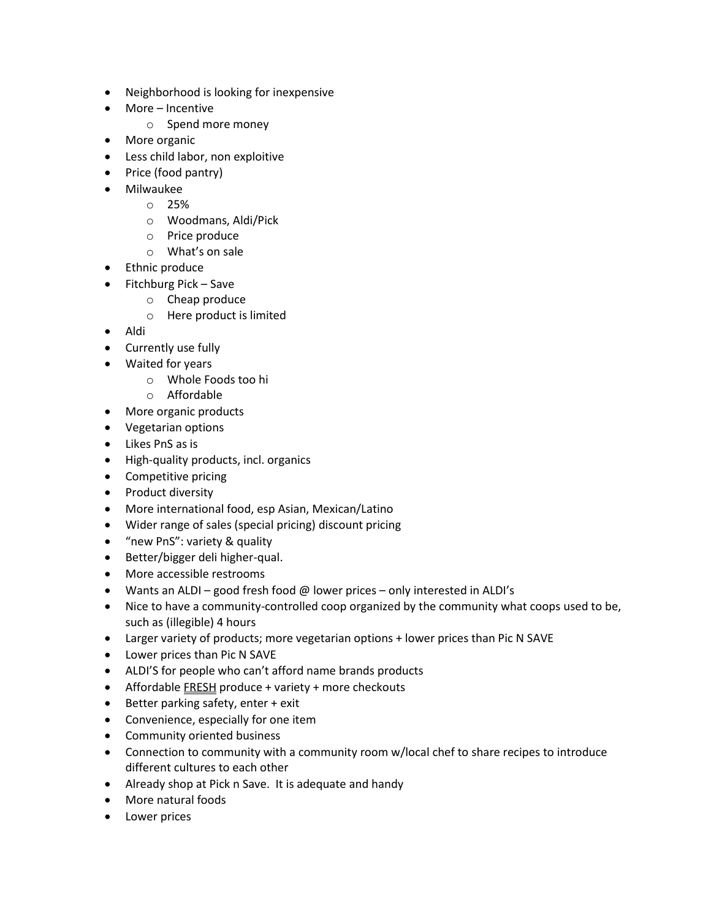- Neighborhood is looking for inexpensive
- More – Incentive
  - Spend more money
- More organic
- Less child labor, non exploitive
- Price (food pantry)
- Milwaukee
  - 25%
  - Woodmans, Aldi/Pick
  - Price produce
  - What's on sale
- Ethnic produce
- Fitchburg Pick – Save
  - Cheap produce
  - Here product is limited
- Aldi
- Currently use fully
- Waited for years
  - Whole Foods too hi
  - Affordable
- More organic products
- Vegetarian options
- Likes PnS as is
- High-quality products, incl. organics
- Competitive pricing
- Product diversity
- More international food, esp Asian, Mexican/Latino
- Wider range of sales (special pricing) discount pricing
- "new PnS": variety & quality
- Better/bigger deli higher-qual.
- More accessible restrooms
- Wants an ALDI – good fresh food @ lower prices – only interested in ALDI's
- Nice to have a community-controlled coop organized by the community what coops used to be, such as (illegible) 4 hours
- Larger variety of products; more vegetarian options + lower prices than Pic N SAVE
- Lower prices than Pic N SAVE
- ALDI'S for people who can't afford name brands products
- Affordable <u>FRESH</u> produce + variety + more checkouts
- Better parking safety, enter + exit
- Convenience, especially for one item
- Community oriented business
- Connection to community with a community room w/local chef to share recipes to introduce different cultures to each other
- Already shop at Pick n Save. It is adequate and handy
- More natural foods
- Lower prices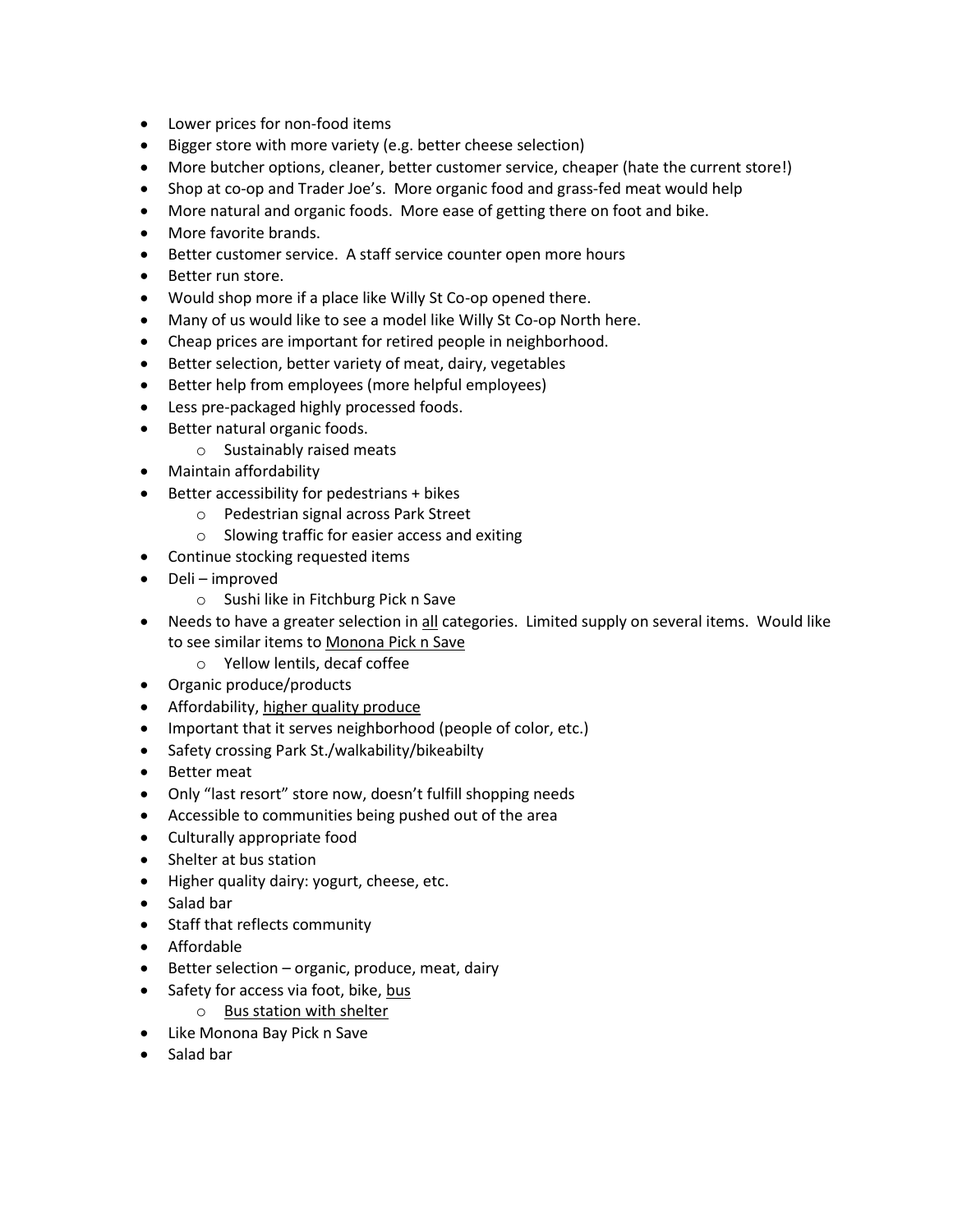- Lower prices for non-food items
- Bigger store with more variety (e.g. better cheese selection)
- More butcher options, cleaner, better customer service, cheaper (hate the current store!)
- Shop at co-op and Trader Joe's. More organic food and grass-fed meat would help
- More natural and organic foods. More ease of getting there on foot and bike.
- More favorite brands.
- Better customer service. A staff service counter open more hours
- Better run store.
- Would shop more if a place like Willy St Co-op opened there.
- Many of us would like to see a model like Willy St Co-op North here.
- Cheap prices are important for retired people in neighborhood.
- Better selection, better variety of meat, dairy, vegetables
- Better help from employees (more helpful employees)
- Less pre-packaged highly processed foods.
- Better natural organic foods.
    - Sustainably raised meats
- Maintain affordability
- Better accessibility for pedestrians + bikes
    - Pedestrian signal across Park Street
    - Slowing traffic for easier access and exiting
- Continue stocking requested items
- Deli – improved
    - Sushi like in Fitchburg Pick n Save
- Needs to have a greater selection in <u>all</u> categories. Limited supply on several items. Would like to see similar items to <u>Monona Pick n Save</u>
    - Yellow lentils, decaf coffee
- Organic produce/products
- Affordability, <u>higher quality produce</u>
- Important that it serves neighborhood (people of color, etc.)
- Safety crossing Park St./walkability/bikeabilty
- Better meat
- Only "last resort" store now, doesn't fulfill shopping needs
- Accessible to communities being pushed out of the area
- Culturally appropriate food
- Shelter at bus station
- Higher quality dairy: yogurt, cheese, etc.
- Salad bar
- Staff that reflects community
- Affordable
- Better selection – organic, produce, meat, dairy
- Safety for access via foot, bike, <u>bus</u>
    - <u>Bus station with shelter</u>
- Like Monona Bay Pick n Save
- Salad bar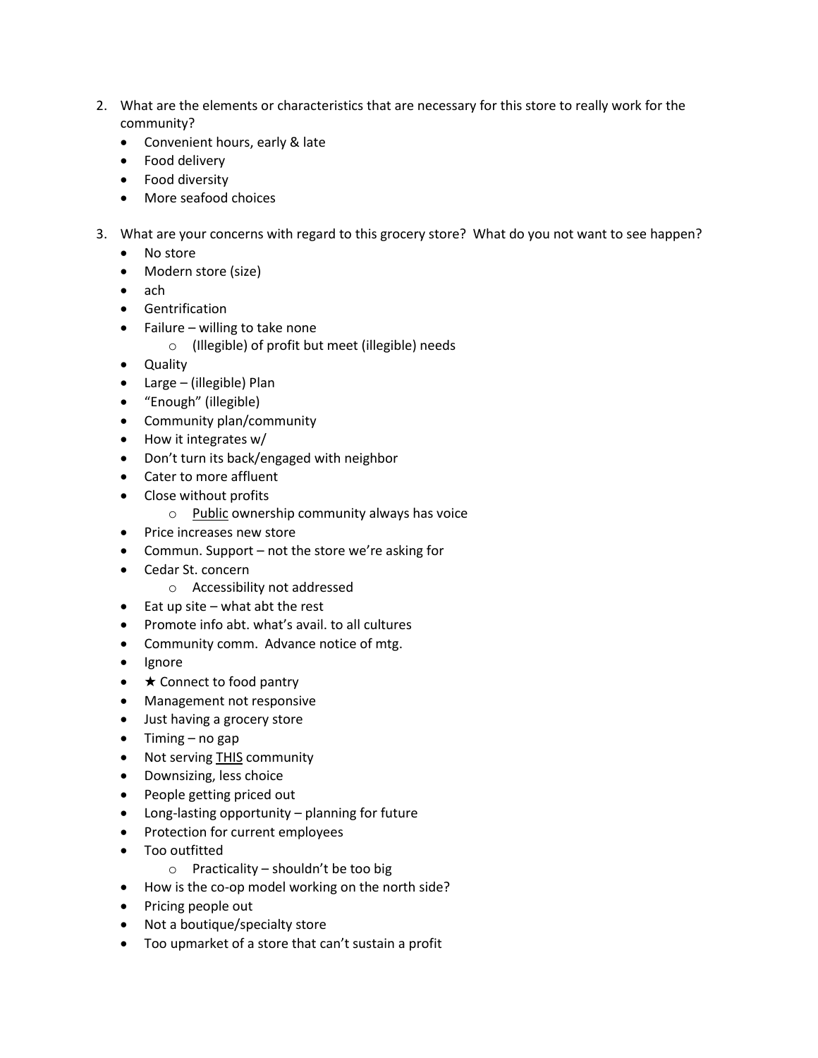2. What are the elements or characteristics that are necessary for this store to really work for the community?
   - Convenient hours, early & late
   - Food delivery
   - Food diversity
   - More seafood choices

3. What are your concerns with regard to this grocery store? What do you not want to see happen?
   - No store
   - Modern store (size)
   - ach
   - Gentrification
   - Failure – willing to take none
     - (Illegible) of profit but meet (illegible) needs
   - Quality
   - Large – (illegible) Plan
   - “Enough” (illegible)
   - Community plan/community
   - How it integrates w/
   - Don’t turn its back/engaged with neighbor
   - Cater to more affluent
   - Close without profits
     - <u>Public</u> ownership community always has voice
   - Price increases new store
   - Commun. Support – not the store we’re asking for
   - Cedar St. concern
     - Accessibility not addressed
   - Eat up site – what abt the rest
   - Promote info abt. what’s avail. to all cultures
   - Community comm. Advance notice of mtg.
   - Ignore
   - ★ Connect to food pantry
   - Management not responsive
   - Just having a grocery store
   - Timing – no gap
   - Not serving <u>THIS</u> community
   - Downsizing, less choice
   - People getting priced out
   - Long-lasting opportunity – planning for future
   - Protection for current employees
   - Too outfitted
     - Practicality – shouldn’t be too big
   - How is the co-op model working on the north side?
   - Pricing people out
   - Not a boutique/specialty store
   - Too upmarket of a store that can’t sustain a profit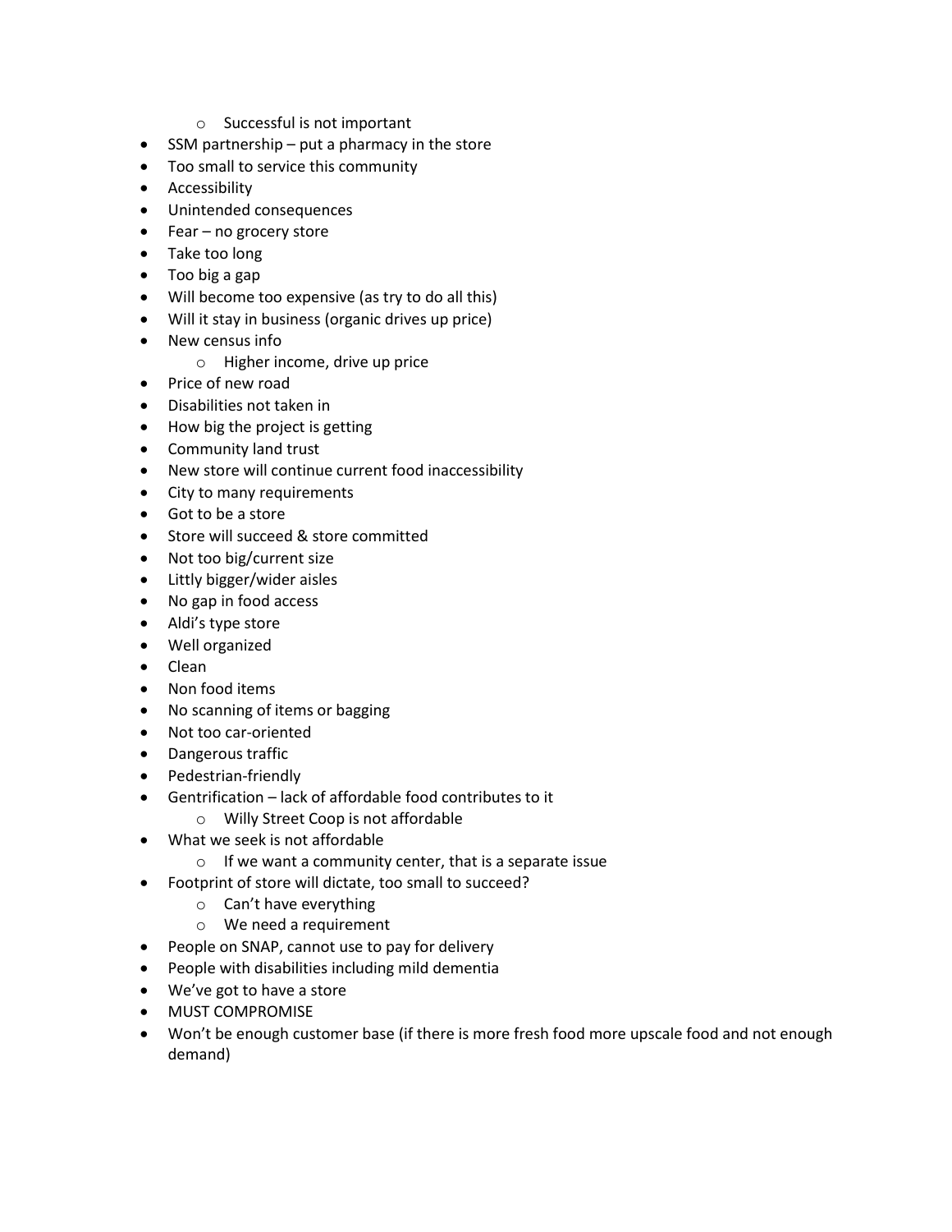- Successful is not important
- SSM partnership – put a pharmacy in the store
- Too small to service this community
- Accessibility
- Unintended consequences
- Fear – no grocery store
- Take too long
- Too big a gap
- Will become too expensive (as try to do all this)
- Will it stay in business (organic drives up price)
- New census info
  - Higher income, drive up price
- Price of new road
- Disabilities not taken in
- How big the project is getting
- Community land trust
- New store will continue current food inaccessibility
- City to many requirements
- Got to be a store
- Store will succeed & store committed
- Not too big/current size
- Littly bigger/wider aisles
- No gap in food access
- Aldi's type store
- Well organized
- Clean
- Non food items
- No scanning of items or bagging
- Not too car-oriented
- Dangerous traffic
- Pedestrian-friendly
- Gentrification – lack of affordable food contributes to it
  - Willy Street Coop is not affordable
- What we seek is not affordable
  - If we want a community center, that is a separate issue
- Footprint of store will dictate, too small to succeed?
  - Can't have everything
  - We need a requirement
- People on SNAP, cannot use to pay for delivery
- People with disabilities including mild dementia
- We've got to have a store
- MUST COMPROMISE
- Won't be enough customer base (if there is more fresh food more upscale food and not enough demand)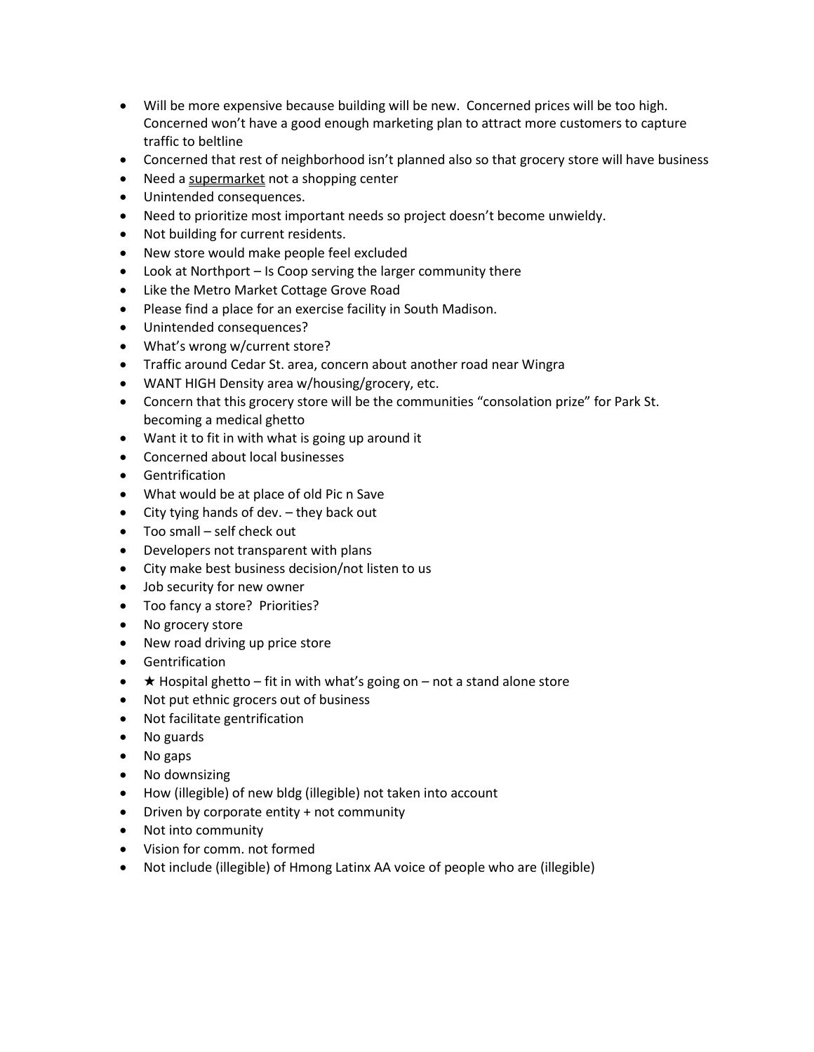- Will be more expensive because building will be new. Concerned prices will be too high. Concerned won't have a good enough marketing plan to attract more customers to capture traffic to beltline
- Concerned that rest of neighborhood isn't planned also so that grocery store will have business
- Need a <u>supermarket</u> not a shopping center
- Unintended consequences.
- Need to prioritize most important needs so project doesn't become unwieldy.
- Not building for current residents.
- New store would make people feel excluded
- Look at Northport – Is Coop serving the larger community there
- Like the Metro Market Cottage Grove Road
- Please find a place for an exercise facility in South Madison.
- Unintended consequences?
- What's wrong w/current store?
- Traffic around Cedar St. area, concern about another road near Wingra
- WANT HIGH Density area w/housing/grocery, etc.
- Concern that this grocery store will be the communities "consolation prize" for Park St. becoming a medical ghetto
- Want it to fit in with what is going up around it
- Concerned about local businesses
- Gentrification
- What would be at place of old Pic n Save
- City tying hands of dev. – they back out
- Too small – self check out
- Developers not transparent with plans
- City make best business decision/not listen to us
- Job security for new owner
- Too fancy a store? Priorities?
- No grocery store
- New road driving up price store
- Gentrification
- ★ Hospital ghetto – fit in with what's going on – not a stand alone store
- Not put ethnic grocers out of business
- Not facilitate gentrification
- No guards
- No gaps
- No downsizing
- How (illegible) of new bldg (illegible) not taken into account
- Driven by corporate entity + not community
- Not into community
- Vision for comm. not formed
- Not include (illegible) of Hmong Latinx AA voice of people who are (illegible)